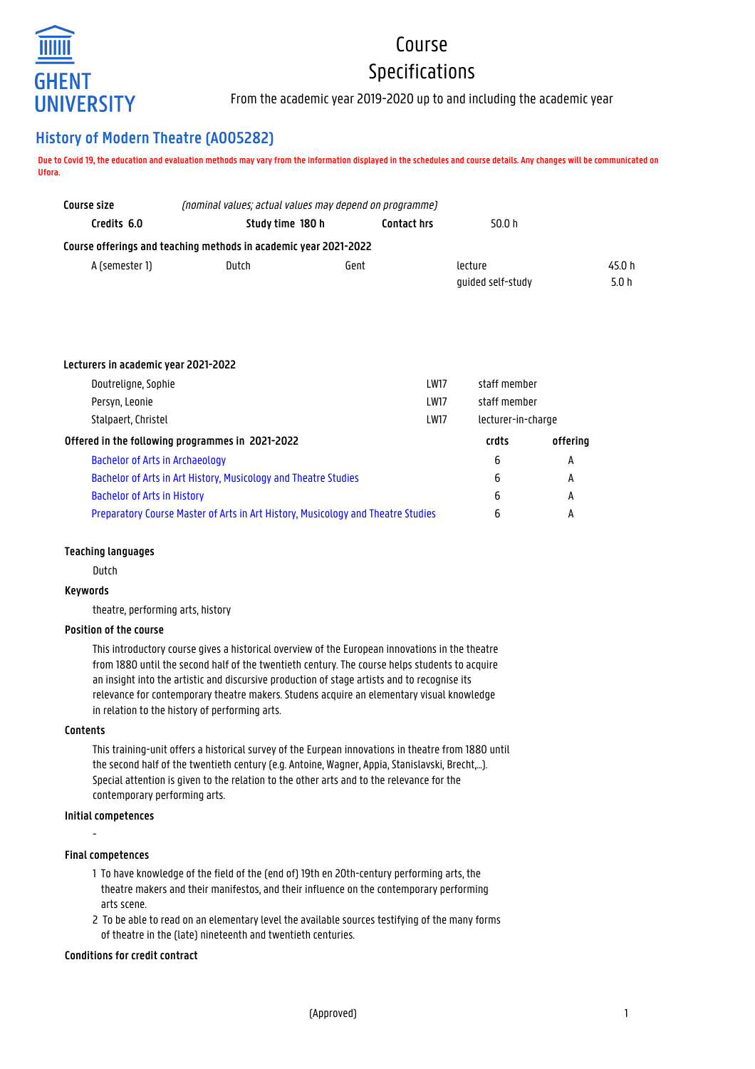# Course Specifications

From the academic year 2019-2020 up to and including the academic year

## History of Modern Theatre (A005282)

**Due to Covid 19, the education and evaluation methods may vary from the information displayed in the schedules and course details. Any changes will be communicated on Ufora.**

**Course size** *(nominal values; actual values may depend on programme)*

| Credits 6.0 | Study time 180 h | Contact hrs | 50.0 h |
|---|---|---|---|

**Course offerings and teaching methods in academic year 2021-2022**

| A (semester 1) | Dutch | Gent | lecture | 45.0 h |
|---|---|---|---|---|
| | | | guided self-study | 5.0 h |

**Lecturers in academic year 2021-2022**

| | | |
|---|---|---|
| Doutreligne, Sophie | LW17 | staff member |
| Persyn, Leonie | LW17 | staff member |
| Stalpaert, Christel | LW17 | lecturer-in-charge |

**Offered in the following programmes in 2021-2022**

| | crdts | offering |
|---|---|---|
| Bachelor of Arts in Archaeology | 6 | A |
| Bachelor of Arts in Art History, Musicology and Theatre Studies | 6 | A |
| Bachelor of Arts in History | 6 | A |
| Preparatory Course Master of Arts in Art History, Musicology and Theatre Studies | 6 | A |

### Teaching languages

Dutch

### Keywords

theatre, performing arts, history

### Position of the course

This introductory course gives a historical overview of the European innovations in the theatre from 1880 until the second half of the twentieth century. The course helps students to acquire an insight into the artistic and discursive production of stage artists and to recognise its relevance for contemporary theatre makers. Studens acquire an elementary visual knowledge in relation to the history of performing arts.

### Contents

This training-unit offers a historical survey of the Eurpean innovations in theatre from 1880 until the second half of the twentieth century (e.g. Antoine, Wagner, Appia, Stanislavski, Brecht,...). Special attention is given to the relation to the other arts and to the relevance for the contemporary performing arts.

### Initial competences

-

### Final competences

1 To have knowledge of the field of the (end of) 19th en 20th-century performing arts, the theatre makers and their manifestos, and their influence on the contemporary performing arts scene.

2 To be able to read on an elementary level the available sources testifying of the many forms of theatre in the (late) nineteenth and twentieth centuries.

### Conditions for credit contract

(Approved)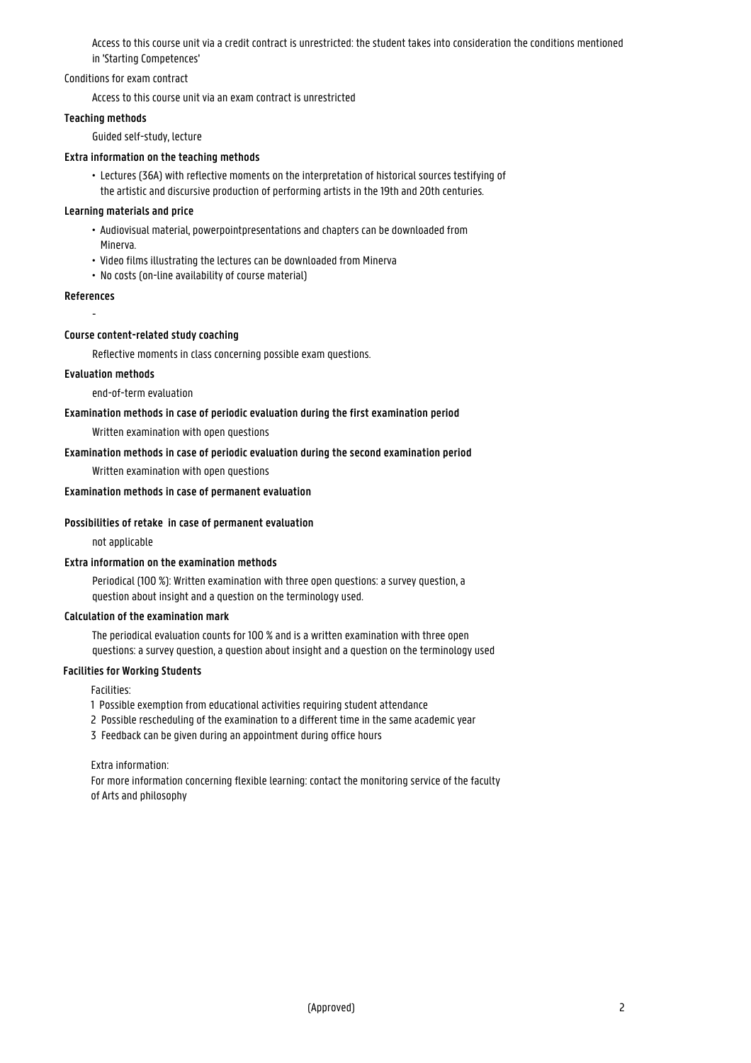Access to this course unit via a credit contract is unrestricted: the student takes into consideration the conditions mentioned in 'Starting Competences'

Conditions for exam contract

Access to this course unit via an exam contract is unrestricted

**Teaching methods**

Guided self-study, lecture

**Extra information on the teaching methods**

- Lectures (36A) with reflective moments on the interpretation of historical sources testifying of the artistic and discursive production of performing artists in the 19th and 20th centuries.

**Learning materials and price**

- Audiovisual material, powerpointpresentations and chapters can be downloaded from Minerva.
- Video films illustrating the lectures can be downloaded from Minerva
- No costs (on-line availability of course material)

**References**

-

**Course content-related study coaching**

Reflective moments in class concerning possible exam questions.

**Evaluation methods**

end-of-term evaluation

**Examination methods in case of periodic evaluation during the first examination period**

Written examination with open questions

**Examination methods in case of periodic evaluation during the second examination period**

Written examination with open questions

**Examination methods in case of permanent evaluation**

**Possibilities of retake in case of permanent evaluation**

not applicable

**Extra information on the examination methods**

Periodical (100 %): Written examination with three open questions: a survey question, a question about insight and a question on the terminology used.

**Calculation of the examination mark**

The periodical evaluation counts for 100 % and is a written examination with three open questions: a survey question, a question about insight and a question on the terminology used

**Facilities for Working Students**

Facilities:

1 Possible exemption from educational activities requiring student attendance

2 Possible rescheduling of the examination to a different time in the same academic year

3 Feedback can be given during an appointment during office hours

Extra information:

For more information concerning flexible learning: contact the monitoring service of the faculty of Arts and philosophy